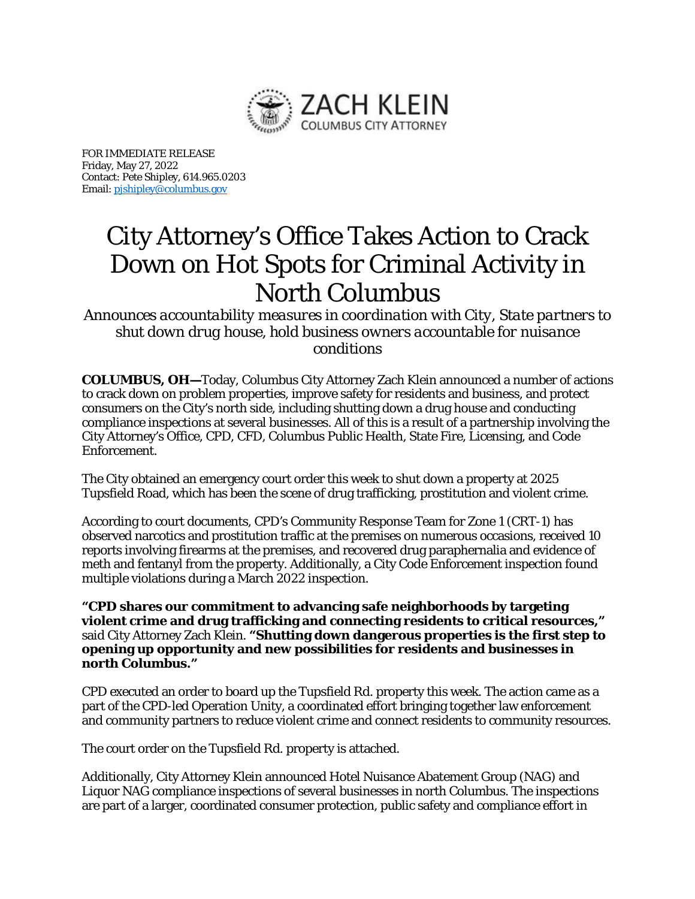ZACH KLEIN
COLUMBUS CITY ATTORNEY

FOR IMMEDIATE RELEASE
Friday, May 27, 2022
Contact: Pete Shipley, 614.965.0203
Email: pjshipley@columbus.gov

# City Attorney's Office Takes Action to Crack Down on Hot Spots for Criminal Activity in North Columbus

*Announces accountability measures in coordination with City, State partners to shut down drug house, hold business owners accountable for nuisance conditions*

**COLUMBUS, OH—**Today, Columbus City Attorney Zach Klein announced a number of actions to crack down on problem properties, improve safety for residents and business, and protect consumers on the City's north side, including shutting down a drug house and conducting compliance inspections at several businesses. All of this is a result of a partnership involving the City Attorney's Office, CPD, CFD, Columbus Public Health, State Fire, Licensing, and Code Enforcement.

The City obtained an emergency court order this week to shut down a property at 2025 Tupsfield Road, which has been the scene of drug trafficking, prostitution and violent crime.

According to court documents, CPD's Community Response Team for Zone 1 (CRT-1) has observed narcotics and prostitution traffic at the premises on numerous occasions, received 10 reports involving firearms at the premises, and recovered drug paraphernalia and evidence of meth and fentanyl from the property. Additionally, a City Code Enforcement inspection found multiple violations during a March 2022 inspection.

**"CPD shares our commitment to advancing safe neighborhoods by targeting violent crime and drug trafficking and connecting residents to critical resources,"** said City Attorney Zach Klein. **"Shutting down dangerous properties is the first step to opening up opportunity and new possibilities for residents and businesses in north Columbus."**

CPD executed an order to board up the Tupsfield Rd. property this week. The action came as a part of the CPD-led Operation Unity, a coordinated effort bringing together law enforcement and community partners to reduce violent crime and connect residents to community resources.

The court order on the Tupsfield Rd. property is attached.

Additionally, City Attorney Klein announced Hotel Nuisance Abatement Group (NAG) and Liquor NAG compliance inspections of several businesses in north Columbus. The inspections are part of a larger, coordinated consumer protection, public safety and compliance effort in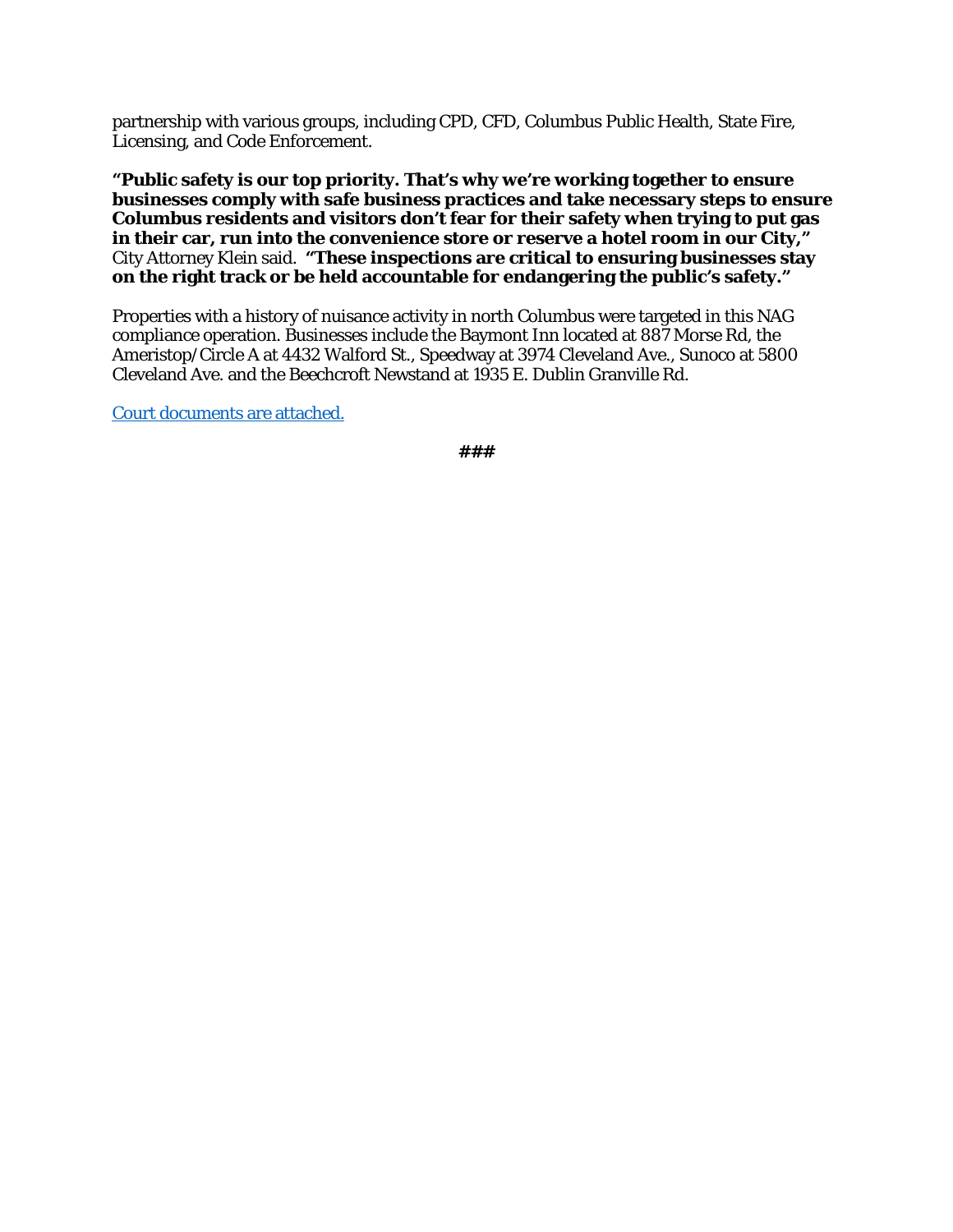partnership with various groups, including CPD, CFD, Columbus Public Health, State Fire, Licensing, and Code Enforcement.

**"Public safety is our top priority. That's why we're working together to ensure businesses comply with safe business practices and take necessary steps to ensure Columbus residents and visitors don't fear for their safety when trying to put gas in their car, run into the convenience store or reserve a hotel room in our City,"** City Attorney Klein said. **"These inspections are critical to ensuring businesses stay on the right track or be held accountable for endangering the public's safety."**

Properties with a history of nuisance activity in north Columbus were targeted in this NAG compliance operation. Businesses include the Baymont Inn located at 887 Morse Rd, the Ameristop/Circle A at 4432 Walford St., Speedway at 3974 Cleveland Ave., Sunoco at 5800 Cleveland Ave. and the Beechcroft Newstand at 1935 E. Dublin Granville Rd.

Court documents are attached.

**###**